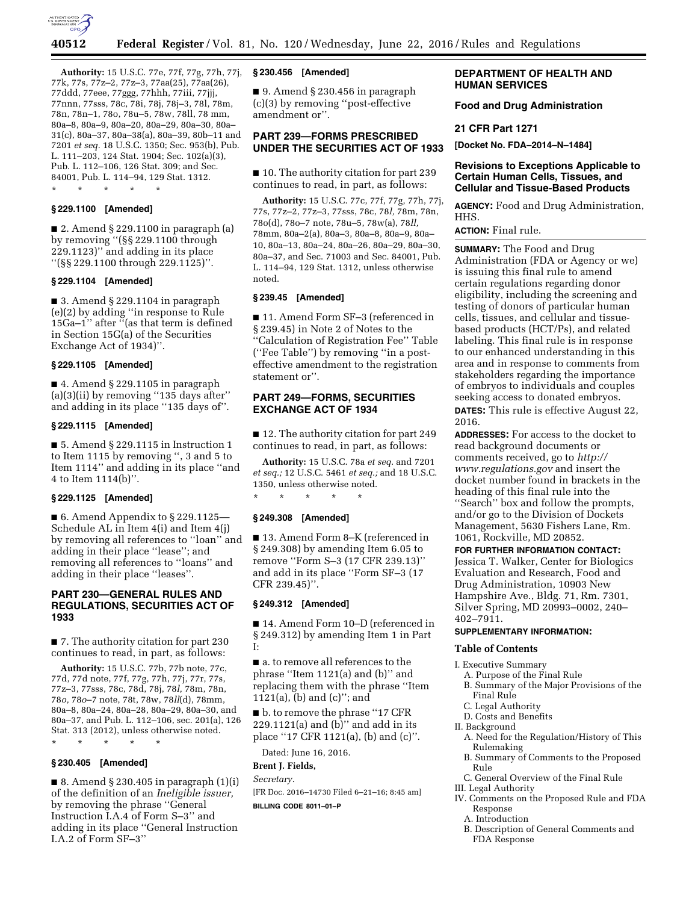**Authority:** 15 U.S.C. 77e, 77f, 77g, 77h, 77j, 77k, 77s, 77z–2, 77z–3, 77aa(25), 77aa(26), 77ddd, 77eee, 77ggg, 77hhh, 77iii, 77jjj, 77nnn, 77sss, 78c, 78i, 78j, 78j–3, 78l, 78m, 78n, 78n–1, 78o, 78u–5, 78w, 78ll, 78 mm, 80a–8, 80a–9, 80a–20, 80a–29, 80a–30, 80a–31(c), 80a–37, 80a–38(a), 80a–39, 80b–11 and 7201 *et seq.* 18 U.S.C. 1350; Sec. 953(b), Pub. L. 111–203, 124 Stat. 1904; Sec. 102(a)(3), Pub. L. 112–106, 126 Stat. 309; and Sec. 84001, Pub. L. 114–94, 129 Stat. 1312.

\* \* \* \* \*

**§ 229.1100 [Amended]**

■ 2. Amend § 229.1100 in paragraph (a) by removing ''(§§ 229.1100 through 229.1123)'' and adding in its place ''(§§ 229.1100 through 229.1125)''.

**§ 229.1104 [Amended]**

■ 3. Amend § 229.1104 in paragraph (e)(2) by adding ''in response to Rule 15Ga–1'' after ''(as that term is defined in Section 15G(a) of the Securities Exchange Act of 1934)''.

**§ 229.1105 [Amended]**

■ 4. Amend § 229.1105 in paragraph (a)(3)(ii) by removing ''135 days after'' and adding in its place ''135 days of''.

**§ 229.1115 [Amended]**

■ 5. Amend § 229.1115 in Instruction 1 to Item 1115 by removing '', 3 and 5 to Item 1114'' and adding in its place ''and 4 to Item 1114(b)''.

**§ 229.1125 [Amended]**

■ 6. Amend Appendix to § 229.1125—Schedule AL in Item 4(i) and Item 4(j) by removing all references to ''loan'' and adding in their place ''lease''; and removing all references to ''loans'' and adding in their place ''leases''.

## PART 230—GENERAL RULES AND REGULATIONS, SECURITIES ACT OF 1933

■ 7. The authority citation for part 230 continues to read, in part, as follows:

**Authority:** 15 U.S.C. 77b, 77b note, 77c, 77d, 77d note, 77f, 77g, 77h, 77j, 77r, 77s, 77z–3, 77sss, 78c, 78d, 78j, 78*l,* 78m, 78n, 78*o,* 78*o*–7 note, 78t, 78w, 78*ll*(d), 78mm, 80a–8, 80a–24, 80a–28, 80a–29, 80a–30, and 80a–37, and Pub. L. 112–106, sec. 201(a), 126 Stat. 313 (2012), unless otherwise noted.

\* \* \* \* \*

**§ 230.405 [Amended]**

■ 8. Amend § 230.405 in paragraph (1)(i) of the definition of an *Ineligible issuer,* by removing the phrase ''General Instruction I.A.4 of Form S–3'' and adding in its place ''General Instruction I.A.2 of Form SF–3''

**§ 230.456 [Amended]**

■ 9. Amend § 230.456 in paragraph (c)(3) by removing ''post-effective amendment or''.

## PART 239—FORMS PRESCRIBED UNDER THE SECURITIES ACT OF 1933

■ 10. The authority citation for part 239 continues to read, in part, as follows:

**Authority:** 15 U.S.C. 77c, 77f, 77g, 77h, 77j, 77s, 77z–2, 77z–3, 77sss, 78c, 78*l,* 78m, 78n, 78o(d), 78o–7 note, 78u–5, 78w(a), 78*ll,* 78mm, 80a–2(a), 80a–3, 80a–8, 80a–9, 80a–10, 80a–13, 80a–24, 80a–26, 80a–29, 80a–30, 80a–37, and Sec. 71003 and Sec. 84001, Pub. L. 114–94, 129 Stat. 1312, unless otherwise noted.

**§ 239.45 [Amended]**

■ 11. Amend Form SF–3 (referenced in § 239.45) in Note 2 of Notes to the ''Calculation of Registration Fee'' Table (''Fee Table'') by removing ''in a post-effective amendment to the registration statement or''.

## PART 249—FORMS, SECURITIES EXCHANGE ACT OF 1934

■ 12. The authority citation for part 249 continues to read, in part, as follows:

**Authority:** 15 U.S.C. 78a *et seq.* and 7201 *et seq.;* 12 U.S.C. 5461 *et seq.;* and 18 U.S.C. 1350, unless otherwise noted.

\* \* \* \* \*

**§ 249.308 [Amended]**

■ 13. Amend Form 8–K (referenced in § 249.308) by amending Item 6.05 to remove ''Form S–3 (17 CFR 239.13)'' and add in its place ''Form SF–3 (17 CFR 239.45)''.

**§ 249.312 [Amended]**

■ 14. Amend Form 10–D (referenced in § 249.312) by amending Item 1 in Part I:

■ a. to remove all references to the phrase ''Item 1121(a) and (b)'' and replacing them with the phrase ''Item 1121(a), (b) and (c)''; and

■ b. to remove the phrase ''17 CFR 229.1121(a) and (b)'' and add in its place ''17 CFR 1121(a), (b) and (c)''.

Dated: June 16, 2016.

**Brent J. Fields,**

*Secretary.*

[FR Doc. 2016–14730 Filed 6–21–16; 8:45 am]

**BILLING CODE 8011–01–P**

## DEPARTMENT OF HEALTH AND HUMAN SERVICES

### Food and Drug Administration

### 21 CFR Part 1271

**[Docket No. FDA–2014–N–1484]**

### Revisions to Exceptions Applicable to Certain Human Cells, Tissues, and Cellular and Tissue-Based Products

**AGENCY:** Food and Drug Administration, HHS.

**ACTION:** Final rule.

**SUMMARY:** The Food and Drug Administration (FDA or Agency or we) is issuing this final rule to amend certain regulations regarding donor eligibility, including the screening and testing of donors of particular human cells, tissues, and cellular and tissue-based products (HCT/Ps), and related labeling. This final rule is in response to our enhanced understanding in this area and in response to comments from stakeholders regarding the importance of embryos to individuals and couples seeking access to donated embryos.

**DATES:** This rule is effective August 22, 2016.

**ADDRESSES:** For access to the docket to read background documents or comments received, go to *http://www.regulations.gov* and insert the docket number found in brackets in the heading of this final rule into the ''Search'' box and follow the prompts, and/or go to the Division of Dockets Management, 5630 Fishers Lane, Rm. 1061, Rockville, MD 20852.

**FOR FURTHER INFORMATION CONTACT:** Jessica T. Walker, Center for Biologics Evaluation and Research, Food and Drug Administration, 10903 New Hampshire Ave., Bldg. 71, Rm. 7301, Silver Spring, MD 20993–0002, 240–402–7911.

**SUPPLEMENTARY INFORMATION:**

**Table of Contents**

- I. Executive Summary
  - A. Purpose of the Final Rule
  - B. Summary of the Major Provisions of the Final Rule
  - C. Legal Authority
  - D. Costs and Benefits
- II. Background
  - A. Need for the Regulation/History of This Rulemaking
  - B. Summary of Comments to the Proposed Rule
  - C. General Overview of the Final Rule
- III. Legal Authority
- IV. Comments on the Proposed Rule and FDA Response
  - A. Introduction
  - B. Description of General Comments and FDA Response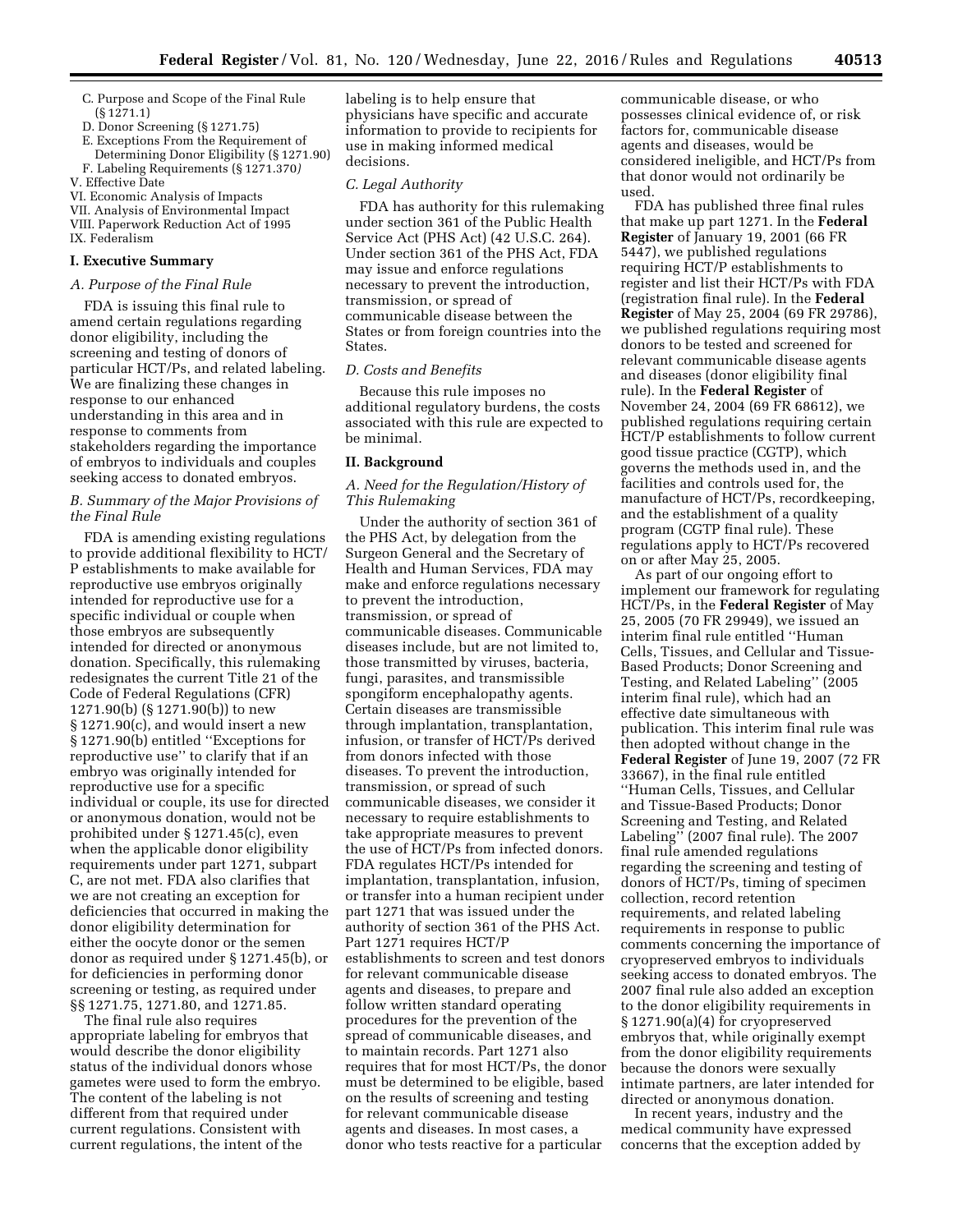C. Purpose and Scope of the Final Rule (§ 1271.1)
D. Donor Screening (§ 1271.75)
E. Exceptions From the Requirement of Determining Donor Eligibility (§ 1271.90)
F. Labeling Requirements (§ 1271.370)
V. Effective Date
VI. Economic Analysis of Impacts
VII. Analysis of Environmental Impact
VIII. Paperwork Reduction Act of 1995
IX. Federalism

## I. Executive Summary

### *A. Purpose of the Final Rule*

FDA is issuing this final rule to amend certain regulations regarding donor eligibility, including the screening and testing of donors of particular HCT/Ps, and related labeling. We are finalizing these changes in response to our enhanced understanding in this area and in response to comments from stakeholders regarding the importance of embryos to individuals and couples seeking access to donated embryos.

### *B. Summary of the Major Provisions of the Final Rule*

FDA is amending existing regulations to provide additional flexibility to HCT/P establishments to make available for reproductive use embryos originally intended for reproductive use for a specific individual or couple when those embryos are subsequently intended for directed or anonymous donation. Specifically, this rulemaking redesignates the current Title 21 of the Code of Federal Regulations (CFR) 1271.90(b) (§ 1271.90(b)) to new § 1271.90(c), and would insert a new § 1271.90(b) entitled ''Exceptions for reproductive use'' to clarify that if an embryo was originally intended for reproductive use for a specific individual or couple, its use for directed or anonymous donation, would not be prohibited under § 1271.45(c), even when the applicable donor eligibility requirements under part 1271, subpart C, are not met. FDA also clarifies that we are not creating an exception for deficiencies that occurred in making the donor eligibility determination for either the oocyte donor or the semen donor as required under § 1271.45(b), or for deficiencies in performing donor screening or testing, as required under §§ 1271.75, 1271.80, and 1271.85.

The final rule also requires appropriate labeling for embryos that would describe the donor eligibility status of the individual donors whose gametes were used to form the embryo. The content of the labeling is not different from that required under current regulations. Consistent with current regulations, the intent of the labeling is to help ensure that physicians have specific and accurate information to provide to recipients for use in making informed medical decisions.

### *C. Legal Authority*

FDA has authority for this rulemaking under section 361 of the Public Health Service Act (PHS Act) (42 U.S.C. 264). Under section 361 of the PHS Act, FDA may issue and enforce regulations necessary to prevent the introduction, transmission, or spread of communicable disease between the States or from foreign countries into the States.

### *D. Costs and Benefits*

Because this rule imposes no additional regulatory burdens, the costs associated with this rule are expected to be minimal.

## II. Background

### *A. Need for the Regulation/History of This Rulemaking*

Under the authority of section 361 of the PHS Act, by delegation from the Surgeon General and the Secretary of Health and Human Services, FDA may make and enforce regulations necessary to prevent the introduction, transmission, or spread of communicable diseases. Communicable diseases include, but are not limited to, those transmitted by viruses, bacteria, fungi, parasites, and transmissible spongiform encephalopathy agents. Certain diseases are transmissible through implantation, transplantation, infusion, or transfer of HCT/Ps derived from donors infected with those diseases. To prevent the introduction, transmission, or spread of such communicable diseases, we consider it necessary to require establishments to take appropriate measures to prevent the use of HCT/Ps from infected donors. FDA regulates HCT/Ps intended for implantation, transplantation, infusion, or transfer into a human recipient under part 1271 that was issued under the authority of section 361 of the PHS Act. Part 1271 requires HCT/P establishments to screen and test donors for relevant communicable disease agents and diseases, to prepare and follow written standard operating procedures for the prevention of the spread of communicable diseases, and to maintain records. Part 1271 also requires that for most HCT/Ps, the donor must be determined to be eligible, based on the results of screening and testing for relevant communicable disease agents and diseases. In most cases, a donor who tests reactive for a particular communicable disease, or who possesses clinical evidence of, or risk factors for, communicable disease agents and diseases, would be considered ineligible, and HCT/Ps from that donor would not ordinarily be used.

FDA has published three final rules that make up part 1271. In the **Federal Register** of January 19, 2001 (66 FR 5447), we published regulations requiring HCT/P establishments to register and list their HCT/Ps with FDA (registration final rule). In the **Federal Register** of May 25, 2004 (69 FR 29786), we published regulations requiring most donors to be tested and screened for relevant communicable disease agents and diseases (donor eligibility final rule). In the **Federal Register** of November 24, 2004 (69 FR 68612), we published regulations requiring certain HCT/P establishments to follow current good tissue practice (CGTP), which governs the methods used in, and the facilities and controls used for, the manufacture of HCT/Ps, recordkeeping, and the establishment of a quality program (CGTP final rule). These regulations apply to HCT/Ps recovered on or after May 25, 2005.

As part of our ongoing effort to implement our framework for regulating HCT/Ps, in the **Federal Register** of May 25, 2005 (70 FR 29949), we issued an interim final rule entitled ''Human Cells, Tissues, and Cellular and Tissue-Based Products; Donor Screening and Testing, and Related Labeling'' (2005 interim final rule), which had an effective date simultaneous with publication. This interim final rule was then adopted without change in the **Federal Register** of June 19, 2007 (72 FR 33667), in the final rule entitled ''Human Cells, Tissues, and Cellular and Tissue-Based Products; Donor Screening and Testing, and Related Labeling'' (2007 final rule). The 2007 final rule amended regulations regarding the screening and testing of donors of HCT/Ps, timing of specimen collection, record retention requirements, and related labeling requirements in response to public comments concerning the importance of cryopreserved embryos to individuals seeking access to donated embryos. The 2007 final rule also added an exception to the donor eligibility requirements in § 1271.90(a)(4) for cryopreserved embryos that, while originally exempt from the donor eligibility requirements because the donors were sexually intimate partners, are later intended for directed or anonymous donation.

In recent years, industry and the medical community have expressed concerns that the exception added by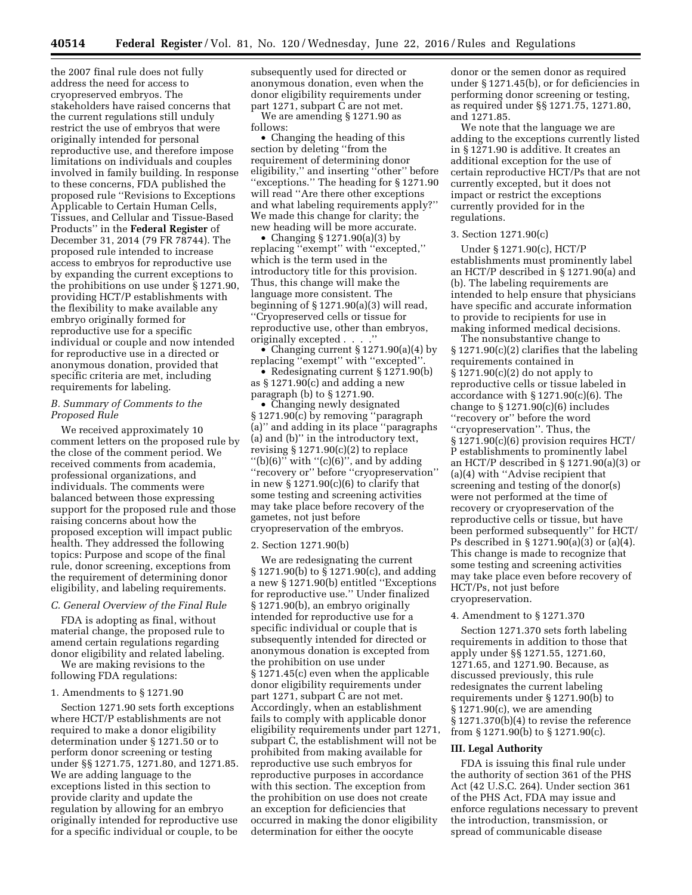the 2007 final rule does not fully address the need for access to cryopreserved embryos. The stakeholders have raised concerns that the current regulations still unduly restrict the use of embryos that were originally intended for personal reproductive use, and therefore impose limitations on individuals and couples involved in family building. In response to these concerns, FDA published the proposed rule "Revisions to Exceptions Applicable to Certain Human Cells, Tissues, and Cellular and Tissue-Based Products" in the **Federal Register** of December 31, 2014 (79 FR 78744). The proposed rule intended to increase access to embryos for reproductive use by expanding the current exceptions to the prohibitions on use under § 1271.90, providing HCT/P establishments with the flexibility to make available any embryo originally formed for reproductive use for a specific individual or couple and now intended for reproductive use in a directed or anonymous donation, provided that specific criteria are met, including requirements for labeling.

### *B. Summary of Comments to the Proposed Rule*

We received approximately 10 comment letters on the proposed rule by the close of the comment period. We received comments from academia, professional organizations, and individuals. The comments were balanced between those expressing support for the proposed rule and those raising concerns about how the proposed exception will impact public health. They addressed the following topics: Purpose and scope of the final rule, donor screening, exceptions from the requirement of determining donor eligibility, and labeling requirements.

### *C. General Overview of the Final Rule*

FDA is adopting as final, without material change, the proposed rule to amend certain regulations regarding donor eligibility and related labeling.

We are making revisions to the following FDA regulations:

1. Amendments to § 1271.90

Section 1271.90 sets forth exceptions where HCT/P establishments are not required to make a donor eligibility determination under § 1271.50 or to perform donor screening or testing under §§ 1271.75, 1271.80, and 1271.85. We are adding language to the exceptions listed in this section to provide clarity and update the regulation by allowing for an embryo originally intended for reproductive use for a specific individual or couple, to be subsequently used for directed or anonymous donation, even when the donor eligibility requirements under part 1271, subpart C are not met.

We are amending § 1271.90 as follows:

- Changing the heading of this section by deleting "from the requirement of determining donor eligibility," and inserting "other" before "exceptions." The heading for § 1271.90 will read "Are there other exceptions and what labeling requirements apply?" We made this change for clarity; the new heading will be more accurate.
- Changing § 1271.90(a)(3) by replacing "exempt" with "excepted," which is the term used in the introductory title for this provision. Thus, this change will make the language more consistent. The beginning of § 1271.90(a)(3) will read, "Cryopreserved cells or tissue for reproductive use, other than embryos, originally excepted . . . ."
- Changing current § 1271.90(a)(4) by replacing "exempt" with "excepted".
- Redesignating current § 1271.90(b) as § 1271.90(c) and adding a new paragraph (b) to § 1271.90.
- Changing newly designated § 1271.90(c) by removing "paragraph (a)" and adding in its place "paragraphs (a) and (b)" in the introductory text, revising § 1271.90(c)(2) to replace "(b)(6)" with "(c)(6)", and by adding "recovery or" before "cryopreservation" in new § 1271.90(c)(6) to clarify that some testing and screening activities may take place before recovery of the gametes, not just before cryopreservation of the embryos.

2. Section 1271.90(b)

We are redesignating the current § 1271.90(b) to § 1271.90(c), and adding a new § 1271.90(b) entitled "Exceptions for reproductive use." Under finalized § 1271.90(b), an embryo originally intended for reproductive use for a specific individual or couple that is subsequently intended for directed or anonymous donation is excepted from the prohibition on use under § 1271.45(c) even when the applicable donor eligibility requirements under part 1271, subpart C are not met. Accordingly, when an establishment fails to comply with applicable donor eligibility requirements under part 1271, subpart C, the establishment will not be prohibited from making available for reproductive use such embryos for reproductive purposes in accordance with this section. The exception from the prohibition on use does not create an exception for deficiencies that occurred in making the donor eligibility determination for either the oocyte donor or the semen donor as required under § 1271.45(b), or for deficiencies in performing donor screening or testing, as required under §§ 1271.75, 1271.80, and 1271.85.

We note that the language we are adding to the exceptions currently listed in § 1271.90 is additive. It creates an additional exception for the use of certain reproductive HCT/Ps that are not currently excepted, but it does not impact or restrict the exceptions currently provided for in the regulations.

3. Section 1271.90(c)

Under § 1271.90(c), HCT/P establishments must prominently label an HCT/P described in § 1271.90(a) and (b). The labeling requirements are intended to help ensure that physicians have specific and accurate information to provide to recipients for use in making informed medical decisions.

The nonsubstantive change to § 1271.90(c)(2) clarifies that the labeling requirements contained in § 1271.90(c)(2) do not apply to reproductive cells or tissue labeled in accordance with § 1271.90(c)(6). The change to § 1271.90(c)(6) includes "recovery or" before the word "cryopreservation". Thus, the § 1271.90(c)(6) provision requires HCT/P establishments to prominently label an HCT/P described in § 1271.90(a)(3) or (a)(4) with "Advise recipient that screening and testing of the donor(s) were not performed at the time of recovery or cryopreservation of the reproductive cells or tissue, but have been performed subsequently" for HCT/Ps described in § 1271.90(a)(3) or (a)(4). This change is made to recognize that some testing and screening activities may take place even before recovery of HCT/Ps, not just before cryopreservation.

4. Amendment to § 1271.370

Section 1271.370 sets forth labeling requirements in addition to those that apply under §§ 1271.55, 1271.60, 1271.65, and 1271.90. Because, as discussed previously, this rule redesignates the current labeling requirements under § 1271.90(b) to § 1271.90(c), we are amending § 1271.370(b)(4) to revise the reference from § 1271.90(b) to § 1271.90(c).

## III. Legal Authority

FDA is issuing this final rule under the authority of section 361 of the PHS Act (42 U.S.C. 264). Under section 361 of the PHS Act, FDA may issue and enforce regulations necessary to prevent the introduction, transmission, or spread of communicable disease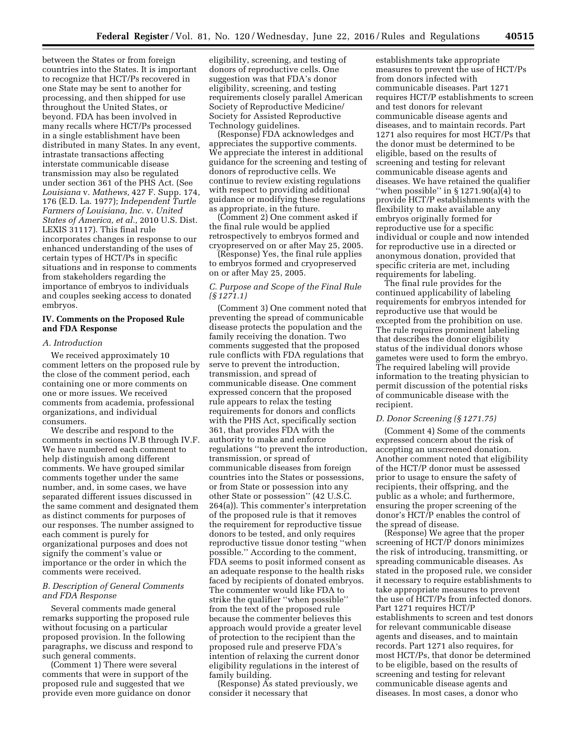between the States or from foreign countries into the States. It is important to recognize that HCT/Ps recovered in one State may be sent to another for processing, and then shipped for use throughout the United States, or beyond. FDA has been involved in many recalls where HCT/Ps processed in a single establishment have been distributed in many States. In any event, intrastate transactions affecting interstate communicable disease transmission may also be regulated under section 361 of the PHS Act. (See *Louisiana* v. *Mathews,* 427 F. Supp. 174, 176 (E.D. La. 1977); *Independent Turtle Farmers of Louisiana, Inc.* v. *United States of America, et al.,* 2010 U.S. Dist. LEXIS 31117). This final rule incorporates changes in response to our enhanced understanding of the uses of certain types of HCT/Ps in specific situations and in response to comments from stakeholders regarding the importance of embryos to individuals and couples seeking access to donated embryos.

## IV. Comments on the Proposed Rule and FDA Response

### *A. Introduction*

We received approximately 10 comment letters on the proposed rule by the close of the comment period, each containing one or more comments on one or more issues. We received comments from academia, professional organizations, and individual consumers.

We describe and respond to the comments in sections IV.B through IV.F. We have numbered each comment to help distinguish among different comments. We have grouped similar comments together under the same number, and, in some cases, we have separated different issues discussed in the same comment and designated them as distinct comments for purposes of our responses. The number assigned to each comment is purely for organizational purposes and does not signify the comment's value or importance or the order in which the comments were received.

### *B. Description of General Comments and FDA Response*

Several comments made general remarks supporting the proposed rule without focusing on a particular proposed provision. In the following paragraphs, we discuss and respond to such general comments.

(Comment 1) There were several comments that were in support of the proposed rule and suggested that we provide even more guidance on donor eligibility, screening, and testing of donors of reproductive cells. One suggestion was that FDA's donor eligibility, screening, and testing requirements closely parallel American Society of Reproductive Medicine/Society for Assisted Reproductive Technology guidelines.

(Response) FDA acknowledges and appreciates the supportive comments. We appreciate the interest in additional guidance for the screening and testing of donors of reproductive cells. We continue to review existing regulations with respect to providing additional guidance or modifying these regulations as appropriate, in the future.

(Comment 2) One comment asked if the final rule would be applied retrospectively to embryos formed and cryopreserved on or after May 25, 2005.

(Response) Yes, the final rule applies to embryos formed and cryopreserved on or after May 25, 2005.

### *C. Purpose and Scope of the Final Rule (§ 1271.1)*

(Comment 3) One comment noted that preventing the spread of communicable disease protects the population and the family receiving the donation. Two comments suggested that the proposed rule conflicts with FDA regulations that serve to prevent the introduction, transmission, and spread of communicable disease. One comment expressed concern that the proposed rule appears to relax the testing requirements for donors and conflicts with the PHS Act, specifically section 361, that provides FDA with the authority to make and enforce regulations ''to prevent the introduction, transmission, or spread of communicable diseases from foreign countries into the States or possessions, or from State or possession into any other State or possession'' (42 U.S.C. 264(a)). This commenter's interpretation of the proposed rule is that it removes the requirement for reproductive tissue donors to be tested, and only requires reproductive tissue donor testing ''when possible.'' According to the comment, FDA seems to posit informed consent as an adequate response to the health risks faced by recipients of donated embryos. The commenter would like FDA to strike the qualifier ''when possible'' from the text of the proposed rule because the commenter believes this approach would provide a greater level of protection to the recipient than the proposed rule and preserve FDA's intention of relaxing the current donor eligibility regulations in the interest of family building.

(Response) As stated previously, we consider it necessary that establishments take appropriate measures to prevent the use of HCT/Ps from donors infected with communicable diseases. Part 1271 requires HCT/P establishments to screen and test donors for relevant communicable disease agents and diseases, and to maintain records. Part 1271 also requires for most HCT/Ps that the donor must be determined to be eligible, based on the results of screening and testing for relevant communicable disease agents and diseases. We have retained the qualifier ''when possible'' in § 1271.90(a)(4) to provide HCT/P establishments with the flexibility to make available any embryos originally formed for reproductive use for a specific individual or couple and now intended for reproductive use in a directed or anonymous donation, provided that specific criteria are met, including requirements for labeling.

The final rule provides for the continued applicability of labeling requirements for embryos intended for reproductive use that would be excepted from the prohibition on use. The rule requires prominent labeling that describes the donor eligibility status of the individual donors whose gametes were used to form the embryo. The required labeling will provide information to the treating physician to permit discussion of the potential risks of communicable disease with the recipient.

### *D. Donor Screening (§ 1271.75)*

(Comment 4) Some of the comments expressed concern about the risk of accepting an unscreened donation. Another comment noted that eligibility of the HCT/P donor must be assessed prior to usage to ensure the safety of recipients, their offspring, and the public as a whole; and furthermore, ensuring the proper screening of the donor's HCT/P enables the control of the spread of disease.

(Response) We agree that the proper screening of HCT/P donors minimizes the risk of introducing, transmitting, or spreading communicable diseases. As stated in the proposed rule, we consider it necessary to require establishments to take appropriate measures to prevent the use of HCT/Ps from infected donors. Part 1271 requires HCT/P establishments to screen and test donors for relevant communicable disease agents and diseases, and to maintain records. Part 1271 also requires, for most HCT/Ps, that donor be determined to be eligible, based on the results of screening and testing for relevant communicable disease agents and diseases. In most cases, a donor who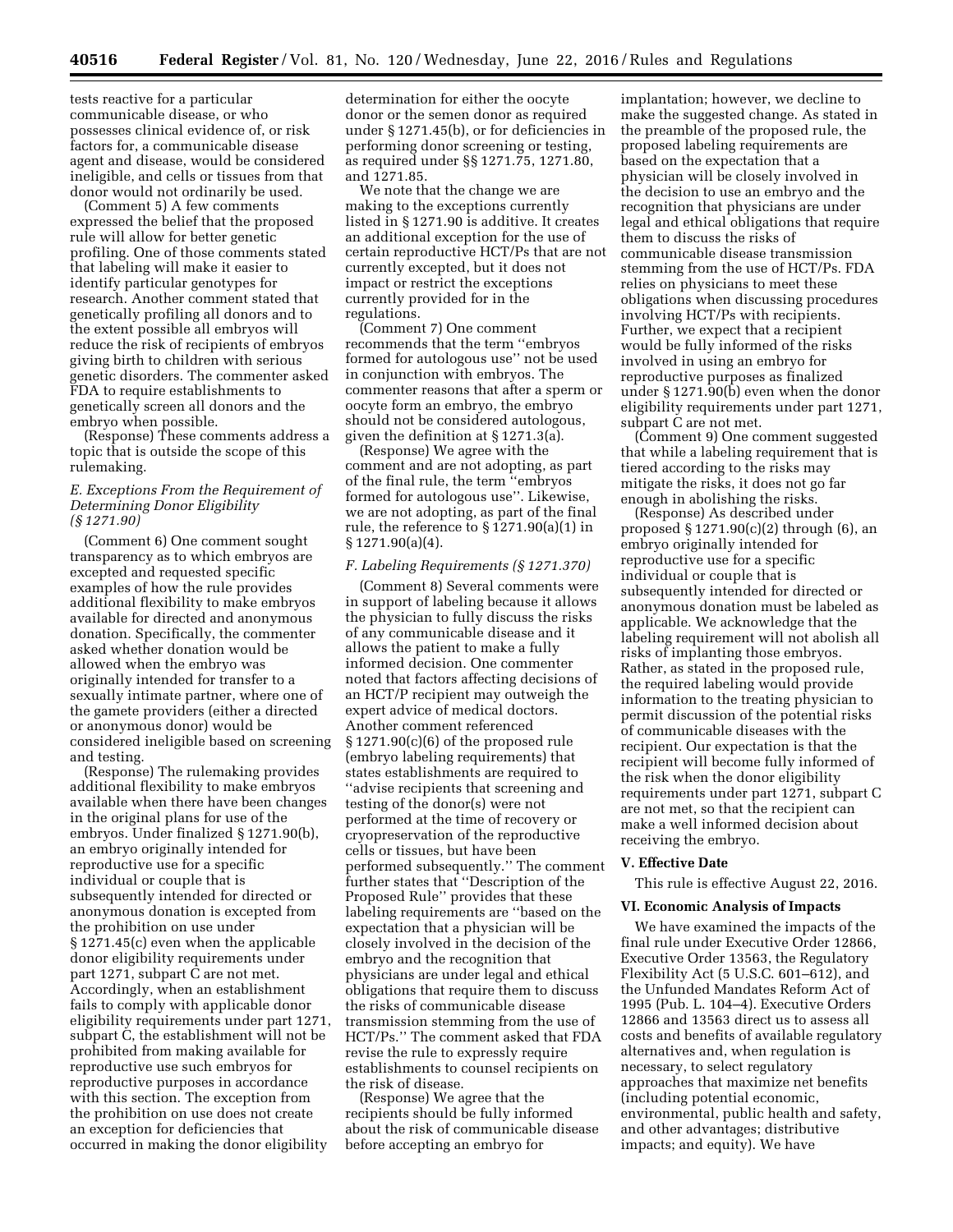tests reactive for a particular communicable disease, or who possesses clinical evidence of, or risk factors for, a communicable disease agent and disease, would be considered ineligible, and cells or tissues from that donor would not ordinarily be used.

(Comment 5) A few comments expressed the belief that the proposed rule will allow for better genetic profiling. One of those comments stated that labeling will make it easier to identify particular genotypes for research. Another comment stated that genetically profiling all donors and to the extent possible all embryos will reduce the risk of recipients of embryos giving birth to children with serious genetic disorders. The commenter asked FDA to require establishments to genetically screen all donors and the embryo when possible.

(Response) These comments address a topic that is outside the scope of this rulemaking.

### *E. Exceptions From the Requirement of Determining Donor Eligibility (§ 1271.90)*

(Comment 6) One comment sought transparency as to which embryos are excepted and requested specific examples of how the rule provides additional flexibility to make embryos available for directed and anonymous donation. Specifically, the commenter asked whether donation would be allowed when the embryo was originally intended for transfer to a sexually intimate partner, where one of the gamete providers (either a directed or anonymous donor) would be considered ineligible based on screening and testing.

(Response) The rulemaking provides additional flexibility to make embryos available when there have been changes in the original plans for use of the embryos. Under finalized § 1271.90(b), an embryo originally intended for reproductive use for a specific individual or couple that is subsequently intended for directed or anonymous donation is excepted from the prohibition on use under § 1271.45(c) even when the applicable donor eligibility requirements under part 1271, subpart C are not met. Accordingly, when an establishment fails to comply with applicable donor eligibility requirements under part 1271, subpart C, the establishment will not be prohibited from making available for reproductive use such embryos for reproductive purposes in accordance with this section. The exception from the prohibition on use does not create an exception for deficiencies that occurred in making the donor eligibility determination for either the oocyte donor or the semen donor as required under § 1271.45(b), or for deficiencies in performing donor screening or testing, as required under §§ 1271.75, 1271.80, and 1271.85.

We note that the change we are making to the exceptions currently listed in § 1271.90 is additive. It creates an additional exception for the use of certain reproductive HCT/Ps that are not currently excepted, but it does not impact or restrict the exceptions currently provided for in the regulations.

(Comment 7) One comment recommends that the term ''embryos formed for autologous use'' not be used in conjunction with embryos. The commenter reasons that after a sperm or oocyte form an embryo, the embryo should not be considered autologous, given the definition at § 1271.3(a).

(Response) We agree with the comment and are not adopting, as part of the final rule, the term ''embryos formed for autologous use''. Likewise, we are not adopting, as part of the final rule, the reference to § 1271.90(a)(1) in § 1271.90(a)(4).

### *F. Labeling Requirements (§ 1271.370)*

(Comment 8) Several comments were in support of labeling because it allows the physician to fully discuss the risks of any communicable disease and it allows the patient to make a fully informed decision. One commenter noted that factors affecting decisions of an HCT/P recipient may outweigh the expert advice of medical doctors. Another comment referenced § 1271.90(c)(6) of the proposed rule (embryo labeling requirements) that states establishments are required to ''advise recipients that screening and testing of the donor(s) were not performed at the time of recovery or cryopreservation of the reproductive cells or tissues, but have been performed subsequently.'' The comment further states that ''Description of the Proposed Rule'' provides that these labeling requirements are ''based on the expectation that a physician will be closely involved in the decision of the embryo and the recognition that physicians are under legal and ethical obligations that require them to discuss the risks of communicable disease transmission stemming from the use of HCT/Ps.'' The comment asked that FDA revise the rule to expressly require establishments to counsel recipients on the risk of disease.

(Response) We agree that the recipients should be fully informed about the risk of communicable disease before accepting an embryo for implantation; however, we decline to make the suggested change. As stated in the preamble of the proposed rule, the proposed labeling requirements are based on the expectation that a physician will be closely involved in the decision to use an embryo and the recognition that physicians are under legal and ethical obligations that require them to discuss the risks of communicable disease transmission stemming from the use of HCT/Ps. FDA relies on physicians to meet these obligations when discussing procedures involving HCT/Ps with recipients. Further, we expect that a recipient would be fully informed of the risks involved in using an embryo for reproductive purposes as finalized under § 1271.90(b) even when the donor eligibility requirements under part 1271, subpart C are not met.

(Comment 9) One comment suggested that while a labeling requirement that is tiered according to the risks may mitigate the risks, it does not go far enough in abolishing the risks.

(Response) As described under proposed § 1271.90(c)(2) through (6), an embryo originally intended for reproductive use for a specific individual or couple that is subsequently intended for directed or anonymous donation must be labeled as applicable. We acknowledge that the labeling requirement will not abolish all risks of implanting those embryos. Rather, as stated in the proposed rule, the required labeling would provide information to the treating physician to permit discussion of the potential risks of communicable diseases with the recipient. Our expectation is that the recipient will become fully informed of the risk when the donor eligibility requirements under part 1271, subpart C are not met, so that the recipient can make a well informed decision about receiving the embryo.

## V. Effective Date

This rule is effective August 22, 2016.

## VI. Economic Analysis of Impacts

We have examined the impacts of the final rule under Executive Order 12866, Executive Order 13563, the Regulatory Flexibility Act (5 U.S.C. 601–612), and the Unfunded Mandates Reform Act of 1995 (Pub. L. 104–4). Executive Orders 12866 and 13563 direct us to assess all costs and benefits of available regulatory alternatives and, when regulation is necessary, to select regulatory approaches that maximize net benefits (including potential economic, environmental, public health and safety, and other advantages; distributive impacts; and equity). We have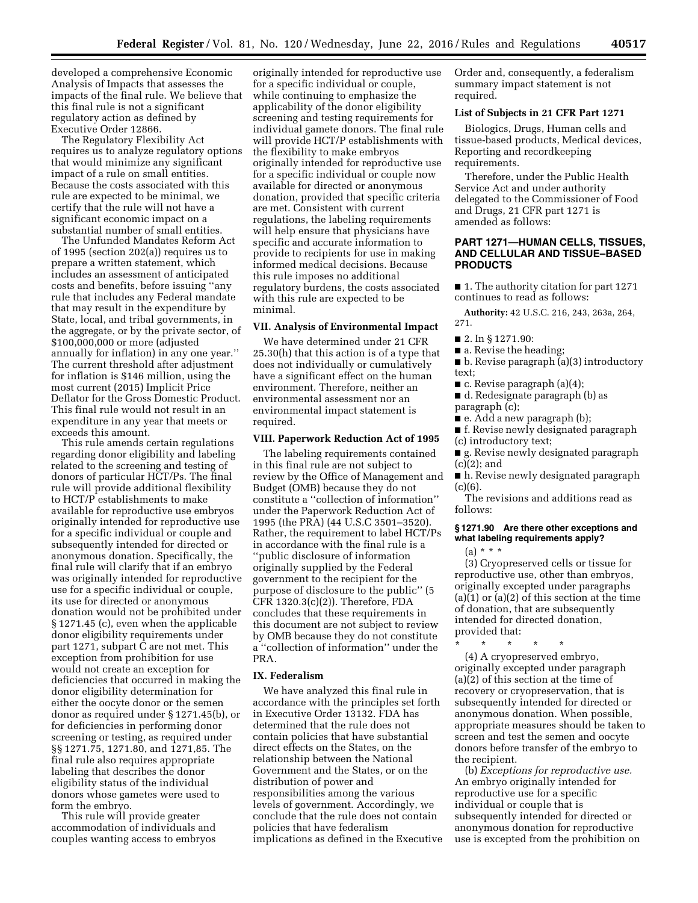developed a comprehensive Economic Analysis of Impacts that assesses the impacts of the final rule. We believe that this final rule is not a significant regulatory action as defined by Executive Order 12866.

The Regulatory Flexibility Act requires us to analyze regulatory options that would minimize any significant impact of a rule on small entities. Because the costs associated with this rule are expected to be minimal, we certify that the rule will not have a significant economic impact on a substantial number of small entities.

The Unfunded Mandates Reform Act of 1995 (section 202(a)) requires us to prepare a written statement, which includes an assessment of anticipated costs and benefits, before issuing "any rule that includes any Federal mandate that may result in the expenditure by State, local, and tribal governments, in the aggregate, or by the private sector, of $100,000,000 or more (adjusted annually for inflation) in any one year." The current threshold after adjustment for inflation is $146 million, using the most current (2015) Implicit Price Deflator for the Gross Domestic Product. This final rule would not result in an expenditure in any year that meets or exceeds this amount.

This rule amends certain regulations regarding donor eligibility and labeling related to the screening and testing of donors of particular HCT/Ps. The final rule will provide additional flexibility to HCT/P establishments to make available for reproductive use embryos originally intended for reproductive use for a specific individual or couple and subsequently intended for directed or anonymous donation. Specifically, the final rule will clarify that if an embryo was originally intended for reproductive use for a specific individual or couple, its use for directed or anonymous donation would not be prohibited under § 1271.45 (c), even when the applicable donor eligibility requirements under part 1271, subpart C are not met. This exception from prohibition for use would not create an exception for deficiencies that occurred in making the donor eligibility determination for either the oocyte donor or the semen donor as required under § 1271.45(b), or for deficiencies in performing donor screening or testing, as required under §§ 1271.75, 1271.80, and 1271,85. The final rule also requires appropriate labeling that describes the donor eligibility status of the individual donors whose gametes were used to form the embryo.

This rule will provide greater accommodation of individuals and couples wanting access to embryos originally intended for reproductive use for a specific individual or couple, while continuing to emphasize the applicability of the donor eligibility screening and testing requirements for individual gamete donors. The final rule will provide HCT/P establishments with the flexibility to make embryos originally intended for reproductive use for a specific individual or couple now available for directed or anonymous donation, provided that specific criteria are met. Consistent with current regulations, the labeling requirements will help ensure that physicians have specific and accurate information to provide to recipients for use in making informed medical decisions. Because this rule imposes no additional regulatory burdens, the costs associated with this rule are expected to be minimal.

### VII. Analysis of Environmental Impact

We have determined under 21 CFR 25.30(h) that this action is of a type that does not individually or cumulatively have a significant effect on the human environment. Therefore, neither an environmental assessment nor an environmental impact statement is required.

### VIII. Paperwork Reduction Act of 1995

The labeling requirements contained in this final rule are not subject to review by the Office of Management and Budget (OMB) because they do not constitute a "collection of information" under the Paperwork Reduction Act of 1995 (the PRA) (44 U.S.C 3501–3520). Rather, the requirement to label HCT/Ps in accordance with the final rule is a "public disclosure of information originally supplied by the Federal government to the recipient for the purpose of disclosure to the public" (5 CFR 1320.3(c)(2)). Therefore, FDA concludes that these requirements in this document are not subject to review by OMB because they do not constitute a "collection of information" under the PRA.

### IX. Federalism

We have analyzed this final rule in accordance with the principles set forth in Executive Order 13132. FDA has determined that the rule does not contain policies that have substantial direct effects on the States, on the relationship between the National Government and the States, or on the distribution of power and responsibilities among the various levels of government. Accordingly, we conclude that the rule does not contain policies that have federalism implications as defined in the Executive Order and, consequently, a federalism summary impact statement is not required.

### List of Subjects in 21 CFR Part 1271

Biologics, Drugs, Human cells and tissue-based products, Medical devices, Reporting and recordkeeping requirements.

Therefore, under the Public Health Service Act and under authority delegated to the Commissioner of Food and Drugs, 21 CFR part 1271 is amended as follows:

## PART 1271—HUMAN CELLS, TISSUES, AND CELLULAR AND TISSUE–BASED PRODUCTS

■ 1. The authority citation for part 1271 continues to read as follows:

**Authority:** 42 U.S.C. 216, 243, 263a, 264, 271.

■ 2. In § 1271.90:

■ a. Revise the heading;

■ b. Revise paragraph (a)(3) introductory text;

■ c. Revise paragraph (a)(4);

■ d. Redesignate paragraph (b) as paragraph (c);

■ e. Add a new paragraph (b);

■ f. Revise newly designated paragraph (c) introductory text;

■ g. Revise newly designated paragraph (c)(2); and

■ h. Revise newly designated paragraph (c)(6).

The revisions and additions read as follows:

#### § 1271.90 Are there other exceptions and what labeling requirements apply?

(a) * * *

(3) Cryopreserved cells or tissue for reproductive use, other than embryos, originally excepted under paragraphs (a)(1) or (a)(2) of this section at the time of donation, that are subsequently intended for directed donation, provided that:

\* \* \* \* \*

(4) A cryopreserved embryo, originally excepted under paragraph (a)(2) of this section at the time of recovery or cryopreservation, that is subsequently intended for directed or anonymous donation. When possible, appropriate measures should be taken to screen and test the semen and oocyte donors before transfer of the embryo to the recipient.

(b) *Exceptions for reproductive use.* An embryo originally intended for reproductive use for a specific individual or couple that is subsequently intended for directed or anonymous donation for reproductive use is excepted from the prohibition on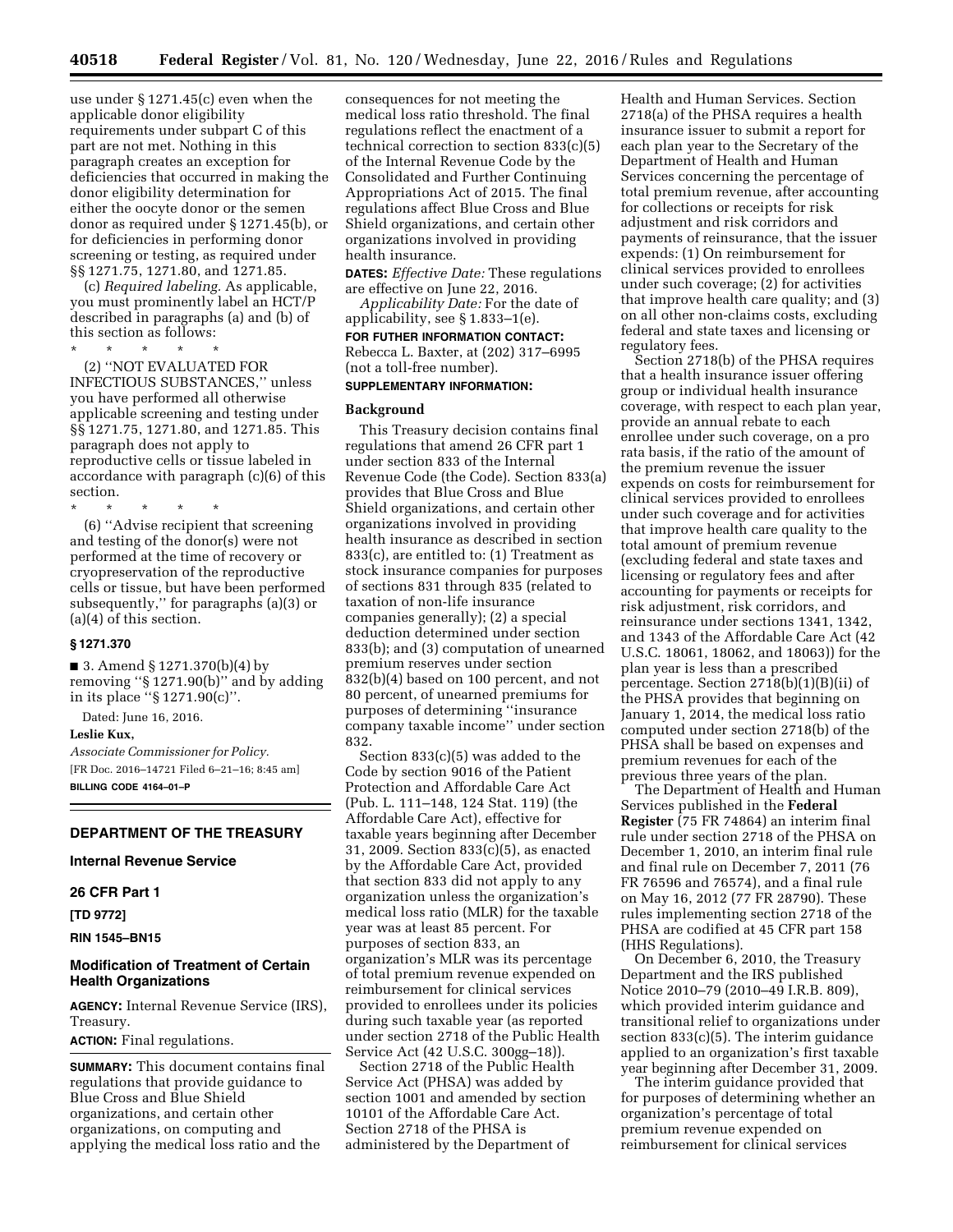use under § 1271.45(c) even when the applicable donor eligibility requirements under subpart C of this part are not met. Nothing in this paragraph creates an exception for deficiencies that occurred in making the donor eligibility determination for either the oocyte donor or the semen donor as required under § 1271.45(b), or for deficiencies in performing donor screening or testing, as required under §§ 1271.75, 1271.80, and 1271.85.

(c) *Required labeling.* As applicable, you must prominently label an HCT/P described in paragraphs (a) and (b) of this section as follows:

\* \* \* \* \*

(2) ''NOT EVALUATED FOR INFECTIOUS SUBSTANCES,'' unless you have performed all otherwise applicable screening and testing under §§ 1271.75, 1271.80, and 1271.85. This paragraph does not apply to reproductive cells or tissue labeled in accordance with paragraph (c)(6) of this section.

\* \* \* \* \*

(6) ''Advise recipient that screening and testing of the donor(s) were not performed at the time of recovery or cryopreservation of the reproductive cells or tissue, but have been performed subsequently,'' for paragraphs (a)(3) or (a)(4) of this section.

**§ 1271.370**

■ 3. Amend § 1271.370(b)(4) by removing ''§ 1271.90(b)'' and by adding in its place ''§ 1271.90(c)''.

Dated: June 16, 2016.

**Leslie Kux,**

*Associate Commissioner for Policy.*

[FR Doc. 2016–14721 Filed 6–21–16; 8:45 am]

**BILLING CODE 4164–01–P**

---

## DEPARTMENT OF THE TREASURY

### Internal Revenue Service

### 26 CFR Part 1

**[TD 9772]**

**RIN 1545–BN15**

### Modification of Treatment of Certain Health Organizations

**AGENCY:** Internal Revenue Service (IRS), Treasury.

**ACTION:** Final regulations.

**SUMMARY:** This document contains final regulations that provide guidance to Blue Cross and Blue Shield organizations, and certain other organizations, on computing and applying the medical loss ratio and the consequences for not meeting the medical loss ratio threshold. The final regulations reflect the enactment of a technical correction to section 833(c)(5) of the Internal Revenue Code by the Consolidated and Further Continuing Appropriations Act of 2015. The final regulations affect Blue Cross and Blue Shield organizations, and certain other organizations involved in providing health insurance.

**DATES:** *Effective Date:* These regulations are effective on June 22, 2016.

*Applicability Date:* For the date of applicability, see § 1.833–1(e).

**FOR FUTHER INFORMATION CONTACT:** Rebecca L. Baxter, at (202) 317–6995 (not a toll-free number).

**SUPPLEMENTARY INFORMATION:**

**Background**

This Treasury decision contains final regulations that amend 26 CFR part 1 under section 833 of the Internal Revenue Code (the Code). Section 833(a) provides that Blue Cross and Blue Shield organizations, and certain other organizations involved in providing health insurance as described in section 833(c), are entitled to: (1) Treatment as stock insurance companies for purposes of sections 831 through 835 (related to taxation of non-life insurance companies generally); (2) a special deduction determined under section 833(b); and (3) computation of unearned premium reserves under section 832(b)(4) based on 100 percent, and not 80 percent, of unearned premiums for purposes of determining ''insurance company taxable income'' under section 832.

Section 833(c)(5) was added to the Code by section 9016 of the Patient Protection and Affordable Care Act (Pub. L. 111–148, 124 Stat. 119) (the Affordable Care Act), effective for taxable years beginning after December 31, 2009. Section 833(c)(5), as enacted by the Affordable Care Act, provided that section 833 did not apply to any organization unless the organization's medical loss ratio (MLR) for the taxable year was at least 85 percent. For purposes of section 833, an organization's MLR was its percentage of total premium revenue expended on reimbursement for clinical services provided to enrollees under its policies during such taxable year (as reported under section 2718 of the Public Health Service Act (42 U.S.C. 300gg–18)).

Section 2718 of the Public Health Service Act (PHSA) was added by section 1001 and amended by section 10101 of the Affordable Care Act. Section 2718 of the PHSA is administered by the Department of Health and Human Services. Section 2718(a) of the PHSA requires a health insurance issuer to submit a report for each plan year to the Secretary of the Department of Health and Human Services concerning the percentage of total premium revenue, after accounting for collections or receipts for risk adjustment and risk corridors and payments of reinsurance, that the issuer expends: (1) On reimbursement for clinical services provided to enrollees under such coverage; (2) for activities that improve health care quality; and (3) on all other non-claims costs, excluding federal and state taxes and licensing or regulatory fees.

Section 2718(b) of the PHSA requires that a health insurance issuer offering group or individual health insurance coverage, with respect to each plan year, provide an annual rebate to each enrollee under such coverage, on a pro rata basis, if the ratio of the amount of the premium revenue the issuer expends on costs for reimbursement for clinical services provided to enrollees under such coverage and for activities that improve health care quality to the total amount of premium revenue (excluding federal and state taxes and licensing or regulatory fees and after accounting for payments or receipts for risk adjustment, risk corridors, and reinsurance under sections 1341, 1342, and 1343 of the Affordable Care Act (42 U.S.C. 18061, 18062, and 18063)) for the plan year is less than a prescribed percentage. Section 2718(b)(1)(B)(ii) of the PHSA provides that beginning on January 1, 2014, the medical loss ratio computed under section 2718(b) of the PHSA shall be based on expenses and premium revenues for each of the previous three years of the plan.

The Department of Health and Human Services published in the **Federal Register** (75 FR 74864) an interim final rule under section 2718 of the PHSA on December 1, 2010, an interim final rule and final rule on December 7, 2011 (76 FR 76596 and 76574), and a final rule on May 16, 2012 (77 FR 28790). These rules implementing section 2718 of the PHSA are codified at 45 CFR part 158 (HHS Regulations).

On December 6, 2010, the Treasury Department and the IRS published Notice 2010–79 (2010–49 I.R.B. 809), which provided interim guidance and transitional relief to organizations under section 833(c)(5). The interim guidance applied to an organization's first taxable year beginning after December 31, 2009.

The interim guidance provided that for purposes of determining whether an organization's percentage of total premium revenue expended on reimbursement for clinical services